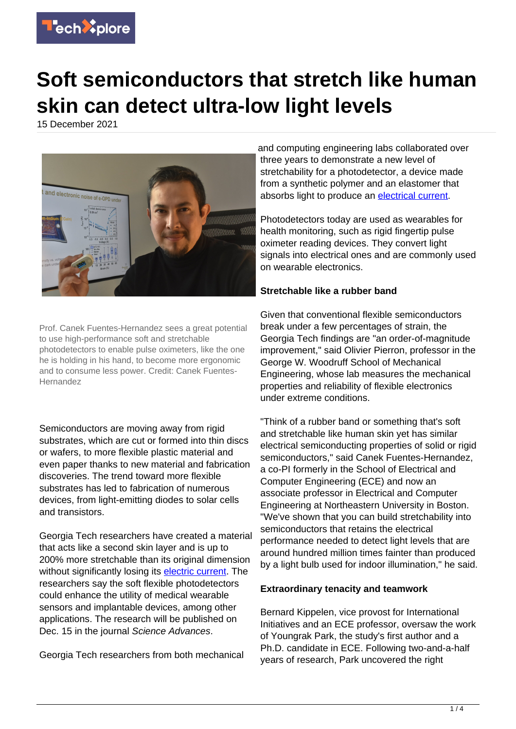# Soft semiconductors that stretch like human skin can detect ultra-low light levels

15 December 2021

Prof. Canek Fuentes-Hernandez sees a great potential to use high-performance soft and stretchable photodetectors to enable pulse oximeters, like the one he is holding in his hand, to become more ergonomic and to consume less power. Credit: Canek Fuentes-Hernandez

Semiconductors are moving away from rigid substrates, which are cut or formed into thin discs or wafers, to more flexible plastic material and even paper thanks to new material and fabrication discoveries. The trend toward more flexible substrates has led to fabrication of numerous devices, from light-emitting diodes to solar cells and transistors.

Georgia Tech researchers have created a material that acts like a second skin layer and is up to 200% more stretchable than its original dimension without significantly losing its electric current. The researchers say the soft flexible photodetectors could enhance the utility of medical wearable sensors and implantable devices, among other applications. The research will be published on Dec. 15 in the journal *Science Advances*.

Georgia Tech researchers from both mechanical and computing engineering labs collaborated over three years to demonstrate a new level of stretchability for a photodetector, a device made from a synthetic polymer and an elastomer that absorbs light to produce an electrical current.

Photodetectors today are used as wearables for health monitoring, such as rigid fingertip pulse oximeter reading devices. They convert light signals into electrical ones and are commonly used on wearable electronics.

**Stretchable like a rubber band**

Given that conventional flexible semiconductors break under a few percentages of strain, the Georgia Tech findings are "an order-of-magnitude improvement," said Olivier Pierron, professor in the George W. Woodruff School of Mechanical Engineering, whose lab measures the mechanical properties and reliability of flexible electronics under extreme conditions.

"Think of a rubber band or something that's soft and stretchable like human skin yet has similar electrical semiconducting properties of solid or rigid semiconductors," said Canek Fuentes-Hernandez, a co-PI formerly in the School of Electrical and Computer Engineering (ECE) and now an associate professor in Electrical and Computer Engineering at Northeastern University in Boston. "We've shown that you can build stretchability into semiconductors that retains the electrical performance needed to detect light levels that are around hundred million times fainter than produced by a light bulb used for indoor illumination," he said.

**Extraordinary tenacity and teamwork**

Bernard Kippelen, vice provost for International Initiatives and an ECE professor, oversaw the work of Youngrak Park, the study's first author and a Ph.D. candidate in ECE. Following two-and-a-half years of research, Park uncovered the right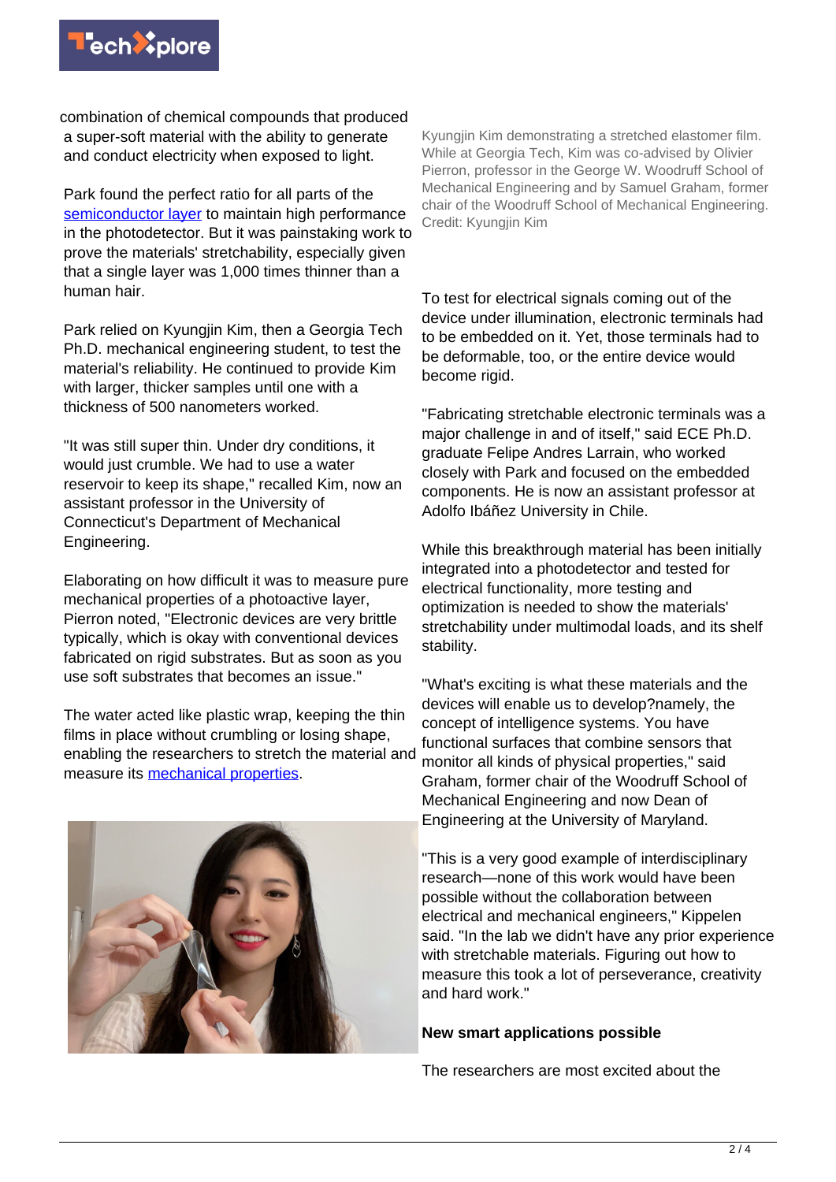combination of chemical compounds that produced a super-soft material with the ability to generate and conduct electricity when exposed to light.

Park found the perfect ratio for all parts of the semiconductor layer to maintain high performance in the photodetector. But it was painstaking work to prove the materials' stretchability, especially given that a single layer was 1,000 times thinner than a human hair.

Park relied on Kyungjin Kim, then a Georgia Tech Ph.D. mechanical engineering student, to test the material's reliability. He continued to provide Kim with larger, thicker samples until one with a thickness of 500 nanometers worked.

"It was still super thin. Under dry conditions, it would just crumble. We had to use a water reservoir to keep its shape," recalled Kim, now an assistant professor in the University of Connecticut's Department of Mechanical Engineering.

Elaborating on how difficult it was to measure pure mechanical properties of a photoactive layer, Pierron noted, "Electronic devices are very brittle typically, which is okay with conventional devices fabricated on rigid substrates. But as soon as you use soft substrates that becomes an issue."

The water acted like plastic wrap, keeping the thin films in place without crumbling or losing shape, enabling the researchers to stretch the material and measure its mechanical properties.

Kyungjin Kim demonstrating a stretched elastomer film. While at Georgia Tech, Kim was co-advised by Olivier Pierron, professor in the George W. Woodruff School of Mechanical Engineering and by Samuel Graham, former chair of the Woodruff School of Mechanical Engineering. Credit: Kyungjin Kim

To test for electrical signals coming out of the device under illumination, electronic terminals had to be embedded on it. Yet, those terminals had to be deformable, too, or the entire device would become rigid.

"Fabricating stretchable electronic terminals was a major challenge in and of itself," said ECE Ph.D. graduate Felipe Andres Larrain, who worked closely with Park and focused on the embedded components. He is now an assistant professor at Adolfo Ibáñez University in Chile.

While this breakthrough material has been initially integrated into a photodetector and tested for electrical functionality, more testing and optimization is needed to show the materials' stretchability under multimodal loads, and its shelf stability.

"What's exciting is what these materials and the devices will enable us to develop?namely, the concept of intelligence systems. You have functional surfaces that combine sensors that monitor all kinds of physical properties," said Graham, former chair of the Woodruff School of Mechanical Engineering and now Dean of Engineering at the University of Maryland.

"This is a very good example of interdisciplinary research—none of this work would have been possible without the collaboration between electrical and mechanical engineers," Kippelen said. "In the lab we didn't have any prior experience with stretchable materials. Figuring out how to measure this took a lot of perseverance, creativity and hard work."

### New smart applications possible

The researchers are most excited about the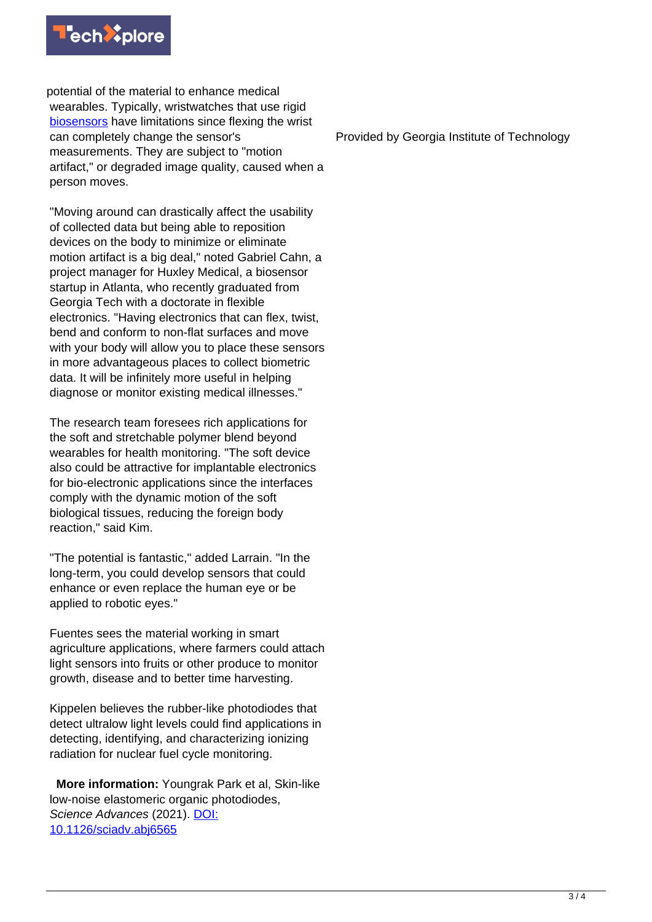potential of the material to enhance medical wearables. Typically, wristwatches that use rigid biosensors have limitations since flexing the wrist can completely change the sensor's measurements. They are subject to "motion artifact," or degraded image quality, caused when a person moves.

"Moving around can drastically affect the usability of collected data but being able to reposition devices on the body to minimize or eliminate motion artifact is a big deal," noted Gabriel Cahn, a project manager for Huxley Medical, a biosensor startup in Atlanta, who recently graduated from Georgia Tech with a doctorate in flexible electronics. "Having electronics that can flex, twist, bend and conform to non-flat surfaces and move with your body will allow you to place these sensors in more advantageous places to collect biometric data. It will be infinitely more useful in helping diagnose or monitor existing medical illnesses."

The research team foresees rich applications for the soft and stretchable polymer blend beyond wearables for health monitoring. "The soft device also could be attractive for implantable electronics for bio-electronic applications since the interfaces comply with the dynamic motion of the soft biological tissues, reducing the foreign body reaction," said Kim.

"The potential is fantastic," added Larrain. "In the long-term, you could develop sensors that could enhance or even replace the human eye or be applied to robotic eyes."

Fuentes sees the material working in smart agriculture applications, where farmers could attach light sensors into fruits or other produce to monitor growth, disease and to better time harvesting.

Kippelen believes the rubber-like photodiodes that detect ultralow light levels could find applications in detecting, identifying, and characterizing ionizing radiation for nuclear fuel cycle monitoring.

**More information:** Youngrak Park et al, Skin-like low-noise elastomeric organic photodiodes, *Science Advances* (2021). DOI: 10.1126/sciadv.abj6565

Provided by Georgia Institute of Technology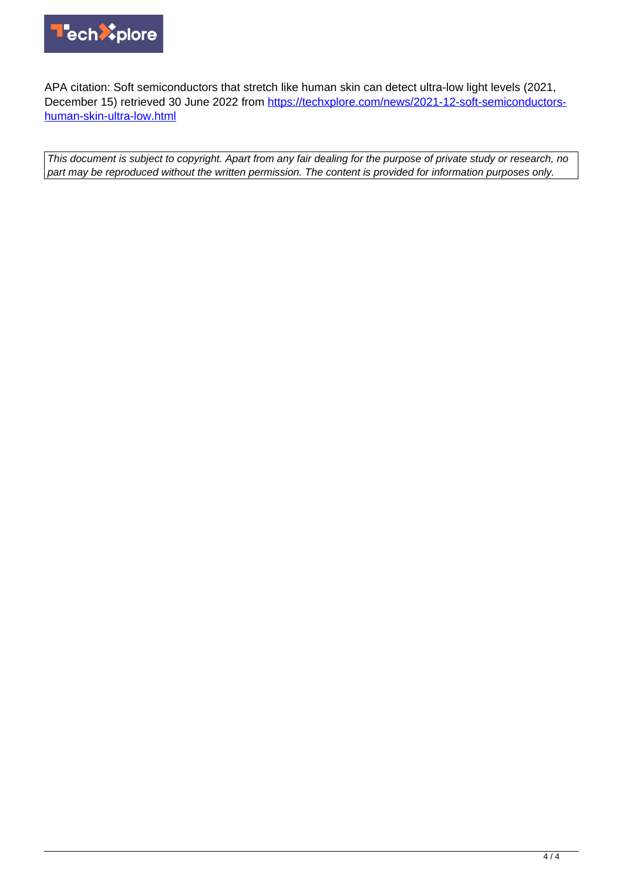APA citation: Soft semiconductors that stretch like human skin can detect ultra-low light levels (2021, December 15) retrieved 30 June 2022 from https://techxplore.com/news/2021-12-soft-semiconductors-human-skin-ultra-low.html

*This document is subject to copyright. Apart from any fair dealing for the purpose of private study or research, no part may be reproduced without the written permission. The content is provided for information purposes only.*